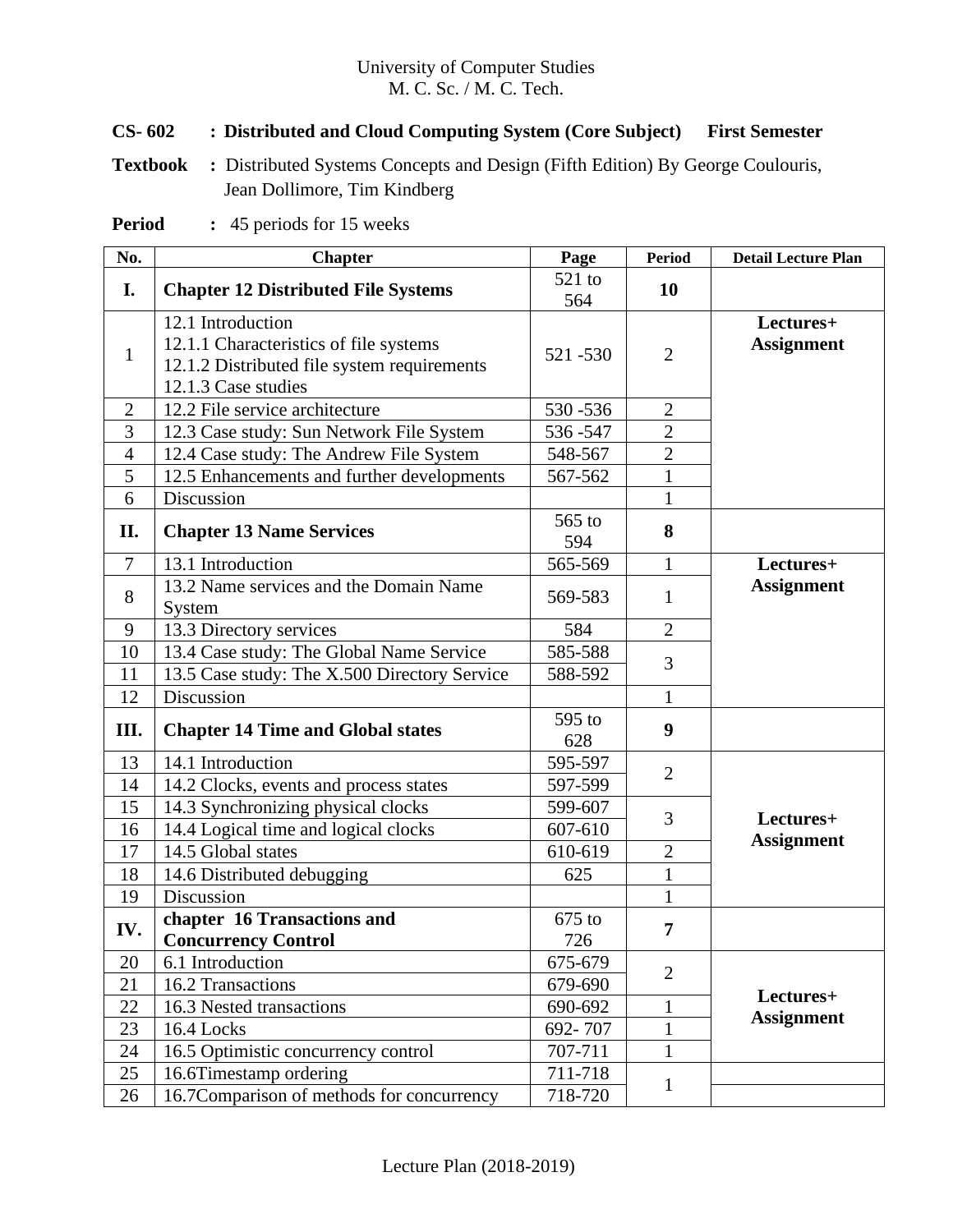University of Computer Studies
M. C. Sc. / M. C. Tech.

**CS- 602 : Distributed and Cloud Computing System (Core Subject) First Semester**

**Textbook :** Distributed Systems Concepts and Design (Fifth Edition) By George Coulouris, Jean Dollimore, Tim Kindberg

**Period :** 45 periods for 15 weeks

| No. | Chapter | Page | Period | Detail Lecture Plan |
|---|---|---|---|---|
| **I.** | **Chapter 12 Distributed File Systems** | 521 to 564 | **10** | |
| 1 | 12.1 Introduction<br>12.1.1 Characteristics of file systems<br>12.1.2 Distributed file system requirements<br>12.1.3 Case studies | 521 -530 | 2 | **Lectures+ Assignment** |
| 2 | 12.2 File service architecture | 530 -536 | 2 | |
| 3 | 12.3 Case study: Sun Network File System | 536 -547 | 2 | |
| 4 | 12.4 Case study: The Andrew File System | 548-567 | 2 | |
| 5 | 12.5 Enhancements and further developments | 567-562 | 1 | |
| 6 | Discussion | | 1 | |
| **II.** | **Chapter 13 Name Services** | 565 to 594 | **8** | |
| 7 | 13.1 Introduction | 565-569 | 1 | **Lectures+ Assignment** |
| 8 | 13.2 Name services and the Domain Name System | 569-583 | 1 | |
| 9 | 13.3 Directory services | 584 | 2 | |
| 10 | 13.4 Case study: The Global Name Service | 585-588 | 3 | |
| 11 | 13.5 Case study: The X.500 Directory Service | 588-592 | | |
| 12 | Discussion | | 1 | |
| **III.** | **Chapter 14 Time and Global states** | 595 to 628 | **9** | |
| 13 | 14.1 Introduction | 595-597 | 2 | **Lectures+ Assignment** |
| 14 | 14.2 Clocks, events and process states | 597-599 | | |
| 15 | 14.3 Synchronizing physical clocks | 599-607 | 3 | |
| 16 | 14.4 Logical time and logical clocks | 607-610 | | |
| 17 | 14.5 Global states | 610-619 | 2 | |
| 18 | 14.6 Distributed debugging | 625 | 1 | |
| 19 | Discussion | | 1 | |
| **IV.** | **chapter 16 Transactions and Concurrency Control** | 675 to 726 | **7** | |
| 20 | 6.1 Introduction | 675-679 | 2 | **Lectures+ Assignment** |
| 21 | 16.2 Transactions | 679-690 | | |
| 22 | 16.3 Nested transactions | 690-692 | 1 | |
| 23 | 16.4 Locks | 692- 707 | 1 | |
| 24 | 16.5 Optimistic concurrency control | 707-711 | 1 | |
| 25 | 16.6Timestamp ordering | 711-718 | 1 | |
| 26 | 16.7Comparison of methods for concurrency | 718-720 | | |

Lecture Plan (2018-2019)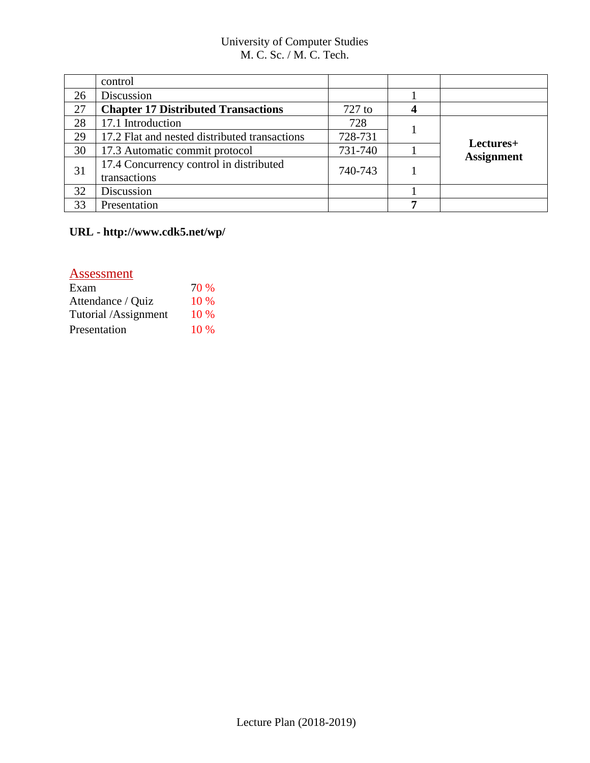| | | | | |
|---|---|---|---|---|
| | control | | | |
| 26 | Discussion | | 1 | |
| 27 | **Chapter 17 Distributed Transactions** | 727 to | **4** | |
| 28 | 17.1 Introduction | 728 | 1 | **Lectures+ Assignment** |
| 29 | 17.2 Flat and nested distributed transactions | 728-731 | | |
| 30 | 17.3 Automatic commit protocol | 731-740 | 1 | |
| 31 | 17.4 Concurrency control in distributed transactions | 740-743 | 1 | |
| 32 | Discussion | | 1 | |
| 33 | Presentation | | **7** | |

**URL - http://www.cdk5.net/wp/**

## Assessment

| | |
|---|---|
| Exam | 70 % |
| Attendance / Quiz | 10 % |
| Tutorial /Assignment | 10 % |
| Presentation | 10 % |